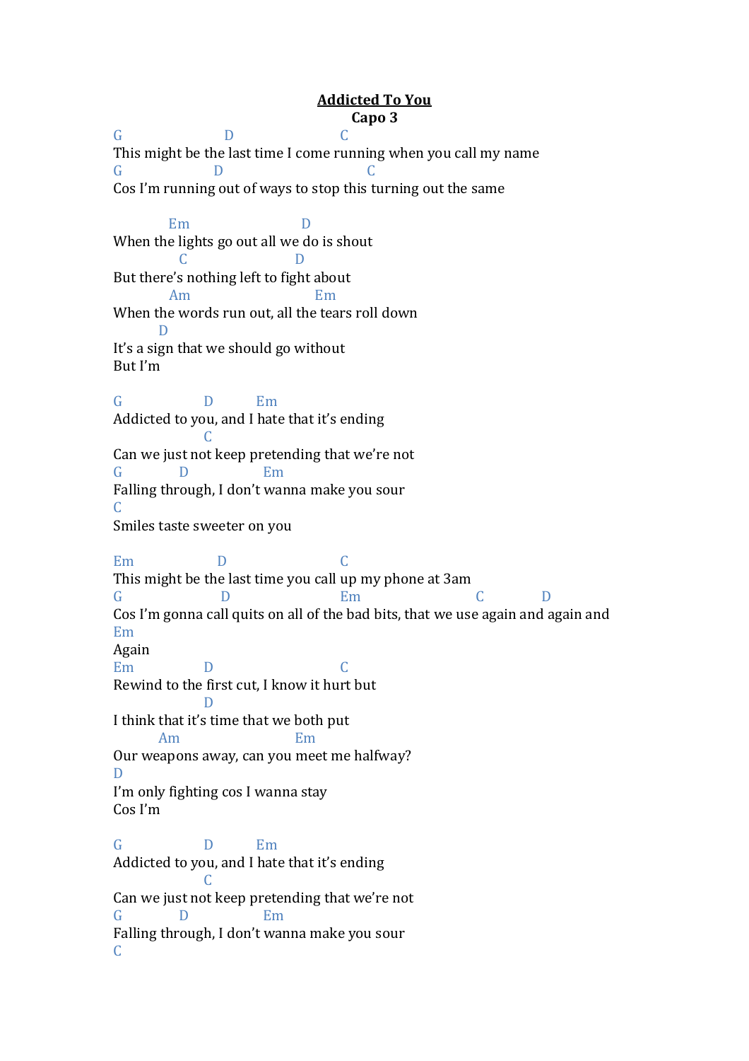# Addicted To You

**Capo 3**

```
G                    D                    C
This might be the last time I come running when you call my name
G                  D                          C
Cos I'm running out of ways to stop this turning out the same

          Em                        D
When the lights go out all we do is shout
            C                      D
But there's nothing left to fight about
          Am                        Em
When the words run out, all the tears roll down
        D
It's a sign that we should go without
But I'm

G                D        Em
Addicted to you, and I hate that it's ending
                 C
Can we just not keep pretending that we're not
G           D              Em
Falling through, I don't wanna make you sour
C
Smiles taste sweeter on you

Em                  D                      C
This might be the last time you call up my phone at 3am
G                   D                  Em                      C          D
Cos I'm gonna call quits on all of the bad bits, that we use again and again and
Em
Again
Em               D                        C
Rewind to the first cut, I know it hurt but
                 D
I think that it's time that we both put
          Am                      Em
Our weapons away, can you meet me halfway?
D
I'm only fighting cos I wanna stay
Cos I'm

G                D        Em
Addicted to you, and I hate that it's ending
                 C
Can we just not keep pretending that we're not
G           D              Em
Falling through, I don't wanna make you sour
C
```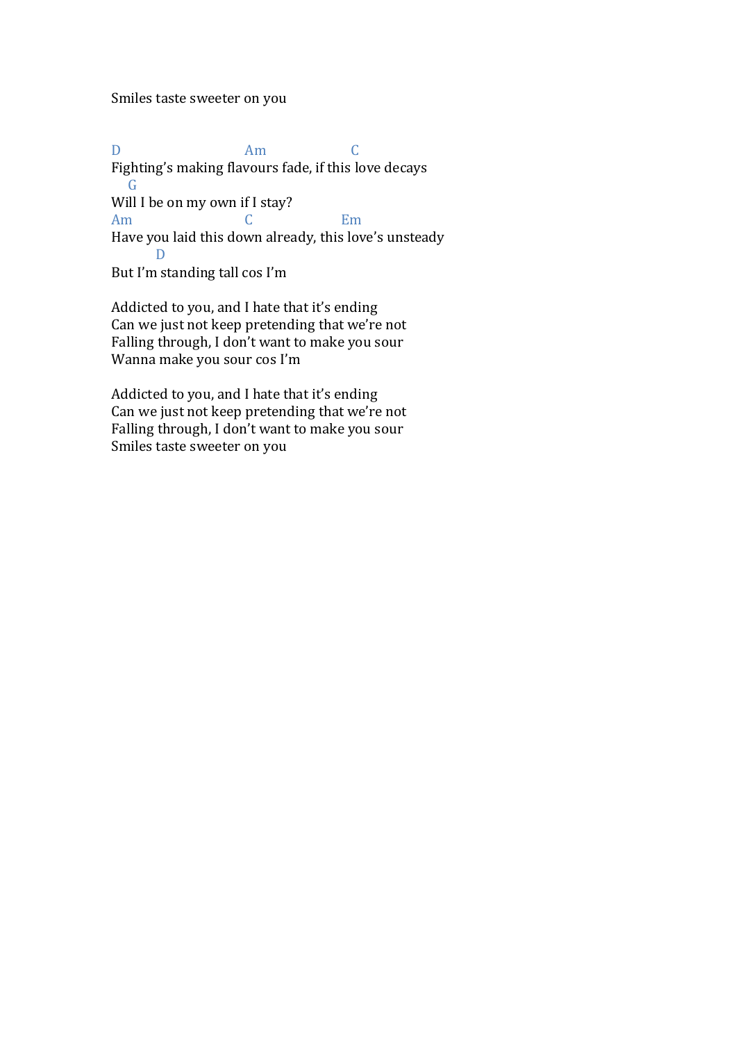Smiles taste sweeter on you

```
D                        Am                 C
Fighting's making flavours fade, if this love decays
   G
Will I be on my own if I stay?
Am                       C                 Em
Have you laid this down already, this love's unsteady
        D
But I'm standing tall cos I'm
```

Addicted to you, and I hate that it's ending
Can we just not keep pretending that we're not
Falling through, I don't want to make you sour
Wanna make you sour cos I'm

Addicted to you, and I hate that it's ending
Can we just not keep pretending that we're not
Falling through, I don't want to make you sour
Smiles taste sweeter on you